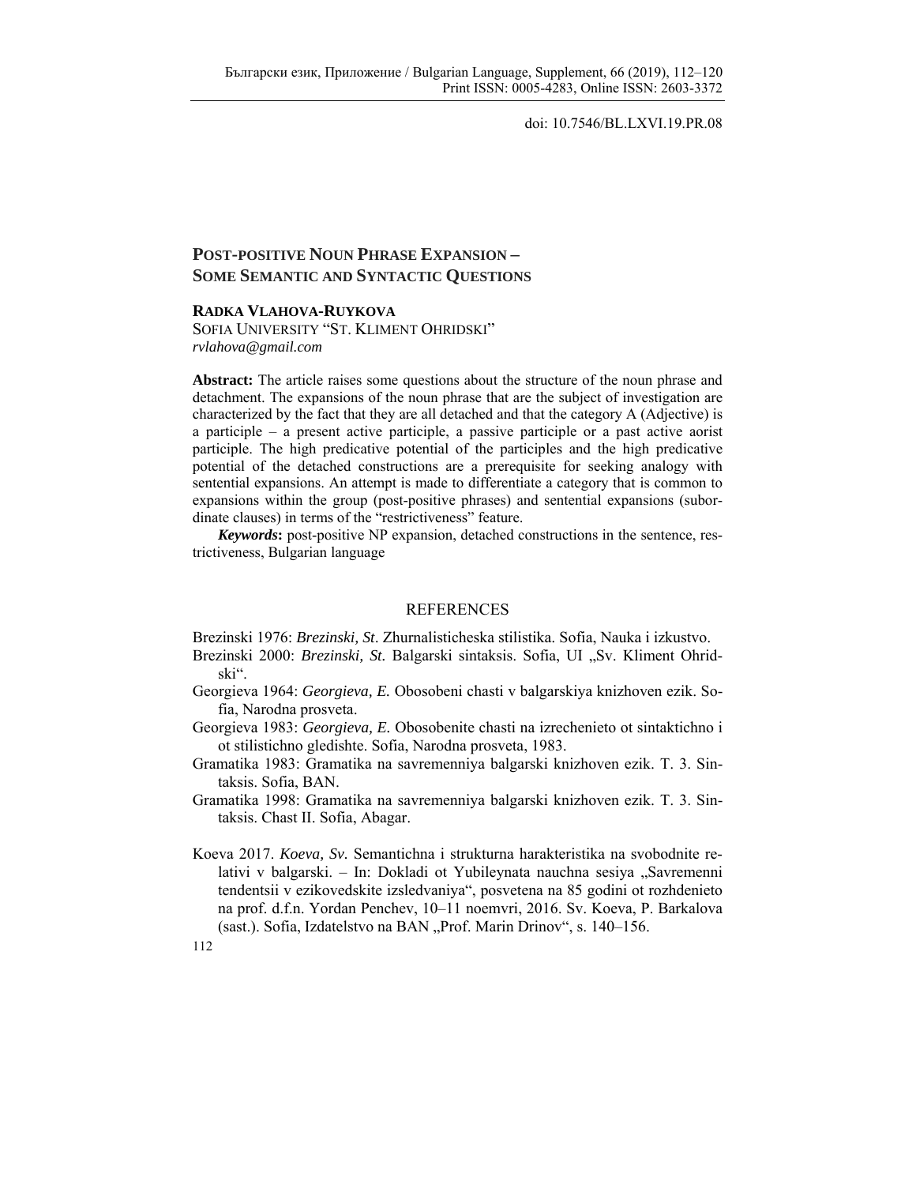doi: 10.7546/BL.LXVI.19.PR.08

# POST-POSITIVE NOUN PHRASE EXPANSION – SOME SEMANTIC AND SYNTACTIC QUESTIONS

**RADKA VLAHOVA-RUYKOVA**
SOFIA UNIVERSITY "ST. KLIMENT OHRIDSKI"
*rvlahova@gmail.com*

**Abstract:** The article raises some questions about the structure of the noun phrase and detachment. The expansions of the noun phrase that are the subject of investigation are characterized by the fact that they are all detached and that the category A (Adjective) is a participle – a present active participle, a passive participle or a past active aorist participle. The high predicative potential of the participles and the high predicative potential of the detached constructions are a prerequisite for seeking analogy with sentential expansions. An attempt is made to differentiate a category that is common to expansions within the group (post-positive phrases) and sentential expansions (subordinate clauses) in terms of the "restrictiveness" feature.

***Keywords*:** post-positive NP expansion, detached constructions in the sentence, restrictiveness, Bulgarian language

## REFERENCES

Brezinski 1976: *Brezinski, St*. Zhurnalisticheska stilistika. Sofia, Nauka i izkustvo.

Brezinski 2000: *Brezinski, St.* Balgarski sintaksis. Sofia, UI „Sv. Kliment Ohridski".

Georgieva 1964: *Georgieva, E.* Obosobeni chasti v balgarskiya knizhoven ezik. Sofia, Narodna prosveta.

Georgieva 1983: *Georgieva, E.* Obosobenite chasti na izrechenieto ot sintaktichno i ot stilistichno gledishte. Sofia, Narodna prosveta, 1983.

Gramatika 1983: Gramatika na savremenniya balgarski knizhoven ezik. T. 3. Sintaksis. Sofia, BAN.

Gramatika 1998: Gramatika na savremenniya balgarski knizhoven ezik. T. 3. Sintaksis. Chast II. Sofia, Abagar.

Koeva 2017. *Koeva, Sv.* Semantichna i strukturna harakteristika na svobodnite relativi v balgarski. – In: Dokladi ot Yubileynata nauchna sesiya „Savremenni tendentsii v ezikovedskite izsledvaniya", posvetena na 85 godini ot rozhdenieto na prof. d.f.n. Yordan Penchev, 10–11 noemvri, 2016. Sv. Koeva, P. Barkalova (sast.). Sofia, Izdatelstvo na BAN „Prof. Marin Drinov", s. 140–156.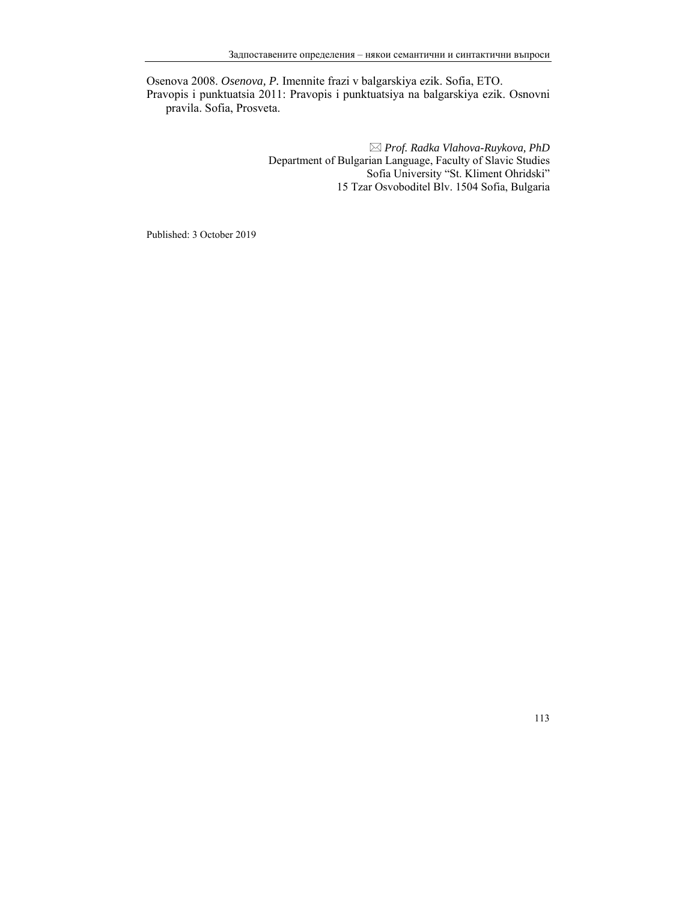Osenova 2008. *Osenova, P.* Imennite frazi v balgarskiya ezik. Sofia, ETO.
Pravopis i punktuatsia 2011: Pravopis i punktuatsiya na balgarskiya ezik. Osnovni pravila. Sofia, Prosveta.

✉ *Prof. Radka Vlahova-Ruykova, PhD*
Department of Bulgarian Language, Faculty of Slavic Studies
Sofia University "St. Kliment Ohridski"
15 Tzar Osvoboditel Blv. 1504 Sofia, Bulgaria

Published: 3 October 2019